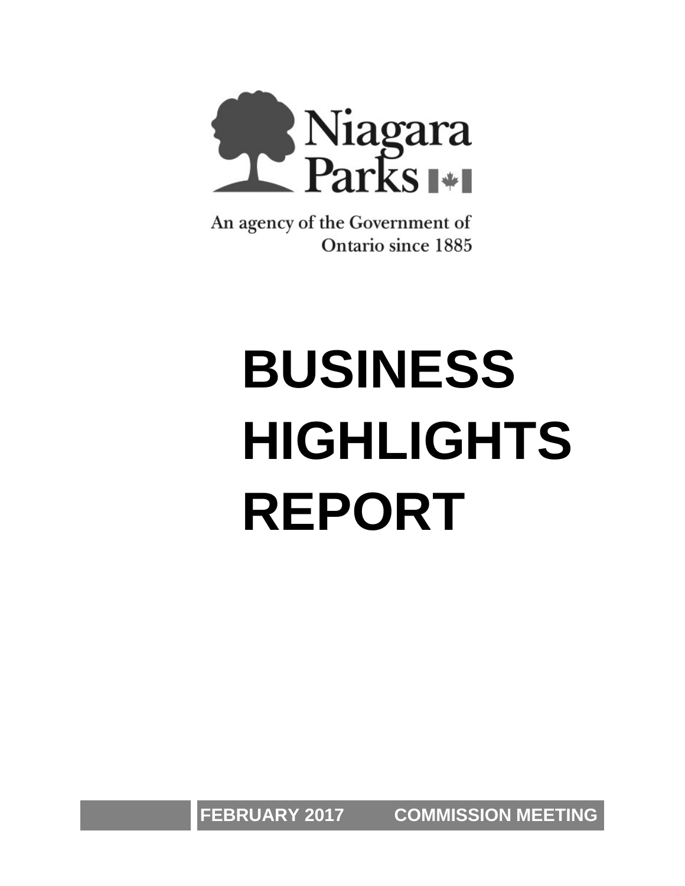Niagara Parks

An agency of the Government of Ontario since 1885

# BUSINESS HIGHLIGHTS REPORT

**FEBRUARY 2017 COMMISSION MEETING**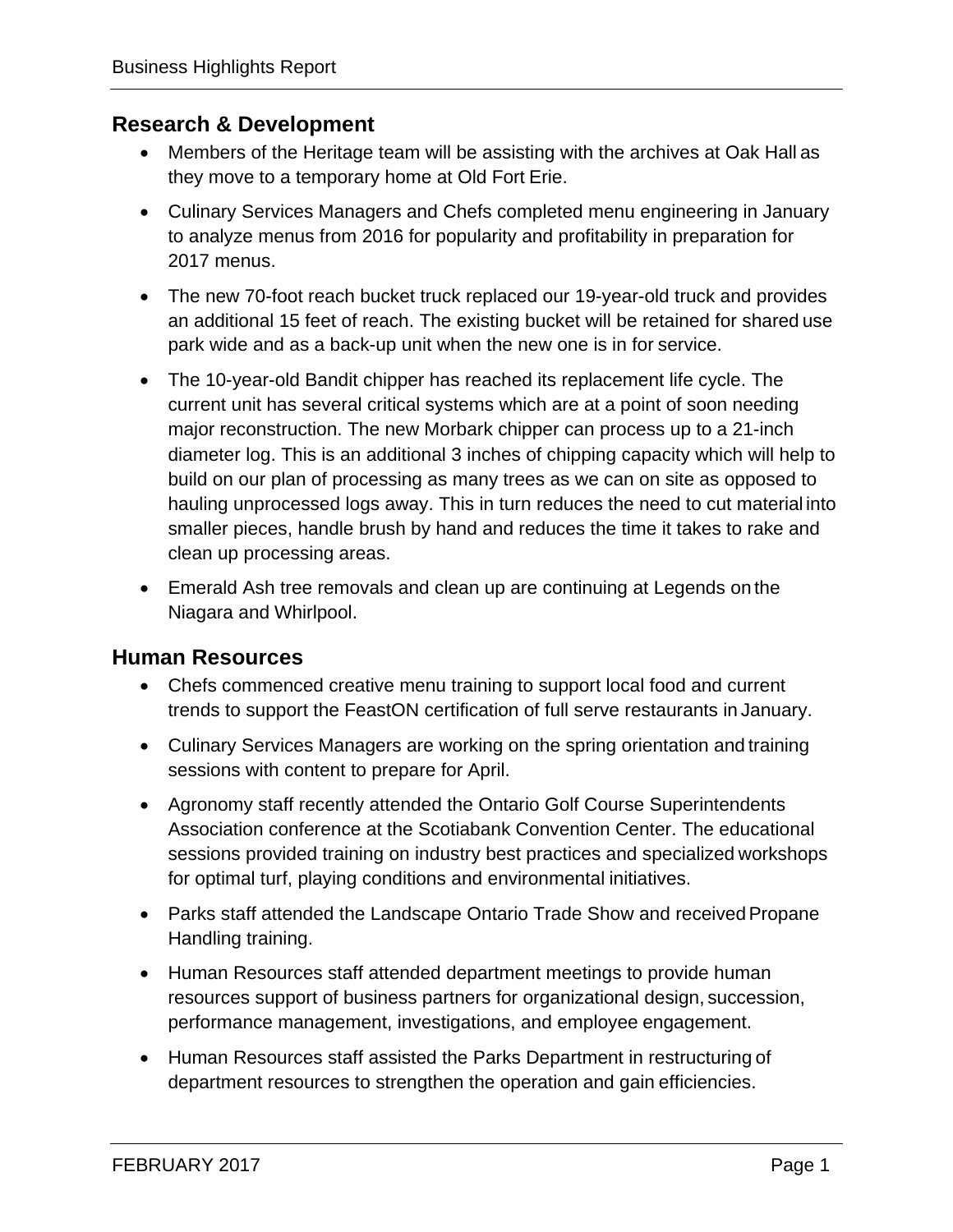## Research & Development

- Members of the Heritage team will be assisting with the archives at Oak Hall as they move to a temporary home at Old Fort Erie.
- Culinary Services Managers and Chefs completed menu engineering in January to analyze menus from 2016 for popularity and profitability in preparation for 2017 menus.
- The new 70-foot reach bucket truck replaced our 19-year-old truck and provides an additional 15 feet of reach. The existing bucket will be retained for shared use park wide and as a back-up unit when the new one is in for service.
- The 10-year-old Bandit chipper has reached its replacement life cycle. The current unit has several critical systems which are at a point of soon needing major reconstruction. The new Morbark chipper can process up to a 21-inch diameter log. This is an additional 3 inches of chipping capacity which will help to build on our plan of processing as many trees as we can on site as opposed to hauling unprocessed logs away. This in turn reduces the need to cut material into smaller pieces, handle brush by hand and reduces the time it takes to rake and clean up processing areas.
- Emerald Ash tree removals and clean up are continuing at Legends on the Niagara and Whirlpool.

## Human Resources

- Chefs commenced creative menu training to support local food and current trends to support the FeastON certification of full serve restaurants in January.
- Culinary Services Managers are working on the spring orientation and training sessions with content to prepare for April.
- Agronomy staff recently attended the Ontario Golf Course Superintendents Association conference at the Scotiabank Convention Center. The educational sessions provided training on industry best practices and specialized workshops for optimal turf, playing conditions and environmental initiatives.
- Parks staff attended the Landscape Ontario Trade Show and received Propane Handling training.
- Human Resources staff attended department meetings to provide human resources support of business partners for organizational design, succession, performance management, investigations, and employee engagement.
- Human Resources staff assisted the Parks Department in restructuring of department resources to strengthen the operation and gain efficiencies.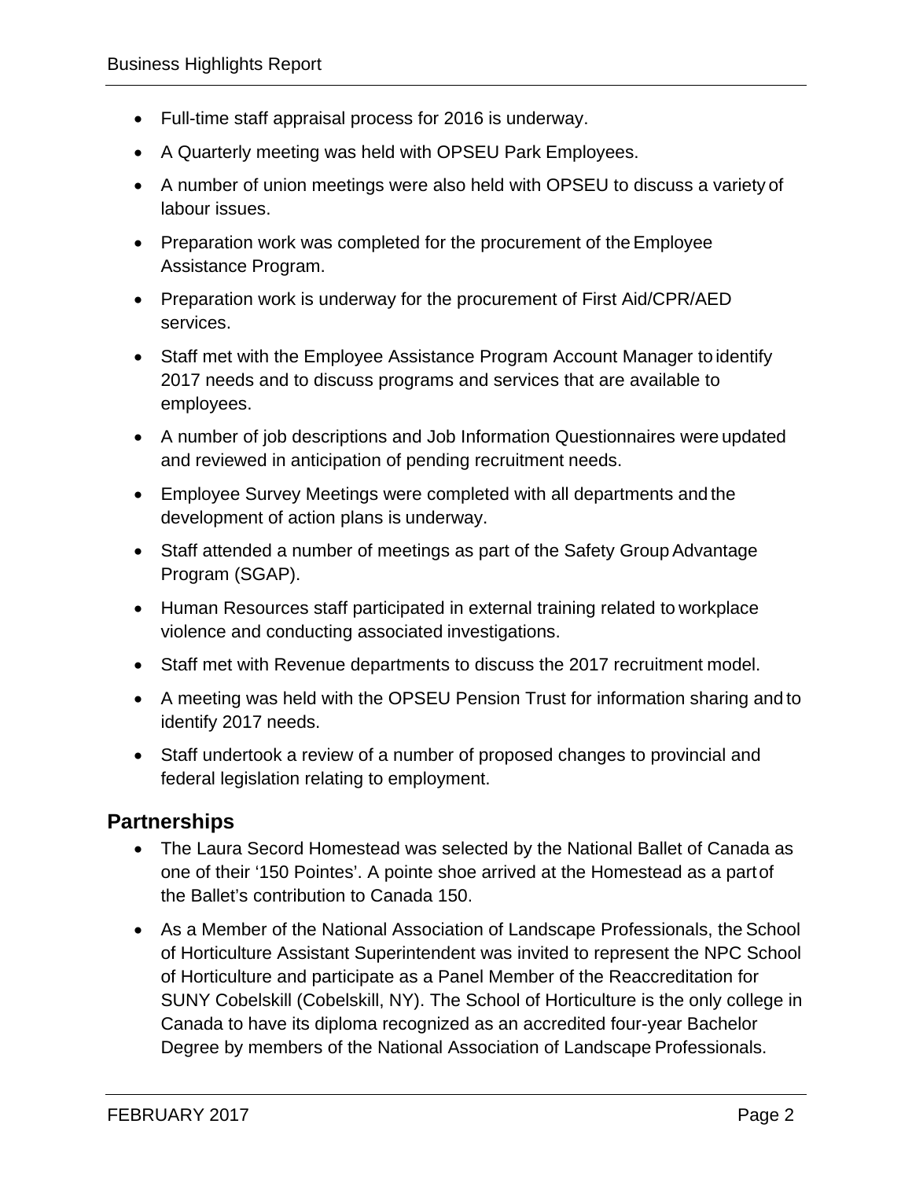- Full-time staff appraisal process for 2016 is underway.
- A Quarterly meeting was held with OPSEU Park Employees.
- A number of union meetings were also held with OPSEU to discuss a variety of labour issues.
- Preparation work was completed for the procurement of the Employee Assistance Program.
- Preparation work is underway for the procurement of First Aid/CPR/AED services.
- Staff met with the Employee Assistance Program Account Manager to identify 2017 needs and to discuss programs and services that are available to employees.
- A number of job descriptions and Job Information Questionnaires were updated and reviewed in anticipation of pending recruitment needs.
- Employee Survey Meetings were completed with all departments and the development of action plans is underway.
- Staff attended a number of meetings as part of the Safety Group Advantage Program (SGAP).
- Human Resources staff participated in external training related to workplace violence and conducting associated investigations.
- Staff met with Revenue departments to discuss the 2017 recruitment model.
- A meeting was held with the OPSEU Pension Trust for information sharing and to identify 2017 needs.
- Staff undertook a review of a number of proposed changes to provincial and federal legislation relating to employment.

## Partnerships

- The Laura Secord Homestead was selected by the National Ballet of Canada as one of their '150 Pointes'. A pointe shoe arrived at the Homestead as a part of the Ballet's contribution to Canada 150.
- As a Member of the National Association of Landscape Professionals, the School of Horticulture Assistant Superintendent was invited to represent the NPC School of Horticulture and participate as a Panel Member of the Reaccreditation for SUNY Cobelskill (Cobelskill, NY). The School of Horticulture is the only college in Canada to have its diploma recognized as an accredited four-year Bachelor Degree by members of the National Association of Landscape Professionals.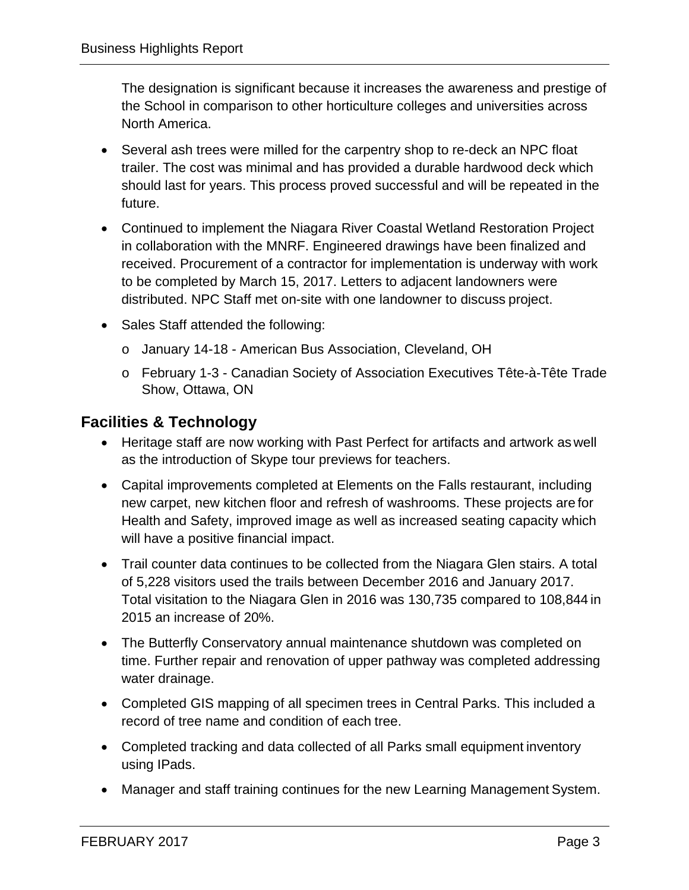The designation is significant because it increases the awareness and prestige of the School in comparison to other horticulture colleges and universities across North America.

- Several ash trees were milled for the carpentry shop to re-deck an NPC float trailer. The cost was minimal and has provided a durable hardwood deck which should last for years. This process proved successful and will be repeated in the future.
- Continued to implement the Niagara River Coastal Wetland Restoration Project in collaboration with the MNRF. Engineered drawings have been finalized and received. Procurement of a contractor for implementation is underway with work to be completed by March 15, 2017. Letters to adjacent landowners were distributed. NPC Staff met on-site with one landowner to discuss project.
- Sales Staff attended the following:
  - January 14-18 - American Bus Association, Cleveland, OH
  - February 1-3 - Canadian Society of Association Executives Tête-à-Tête Trade Show, Ottawa, ON

## Facilities & Technology

- Heritage staff are now working with Past Perfect for artifacts and artwork as well as the introduction of Skype tour previews for teachers.
- Capital improvements completed at Elements on the Falls restaurant, including new carpet, new kitchen floor and refresh of washrooms. These projects are for Health and Safety, improved image as well as increased seating capacity which will have a positive financial impact.
- Trail counter data continues to be collected from the Niagara Glen stairs. A total of 5,228 visitors used the trails between December 2016 and January 2017. Total visitation to the Niagara Glen in 2016 was 130,735 compared to 108,844 in 2015 an increase of 20%.
- The Butterfly Conservatory annual maintenance shutdown was completed on time. Further repair and renovation of upper pathway was completed addressing water drainage.
- Completed GIS mapping of all specimen trees in Central Parks. This included a record of tree name and condition of each tree.
- Completed tracking and data collected of all Parks small equipment inventory using IPads.
- Manager and staff training continues for the new Learning Management System.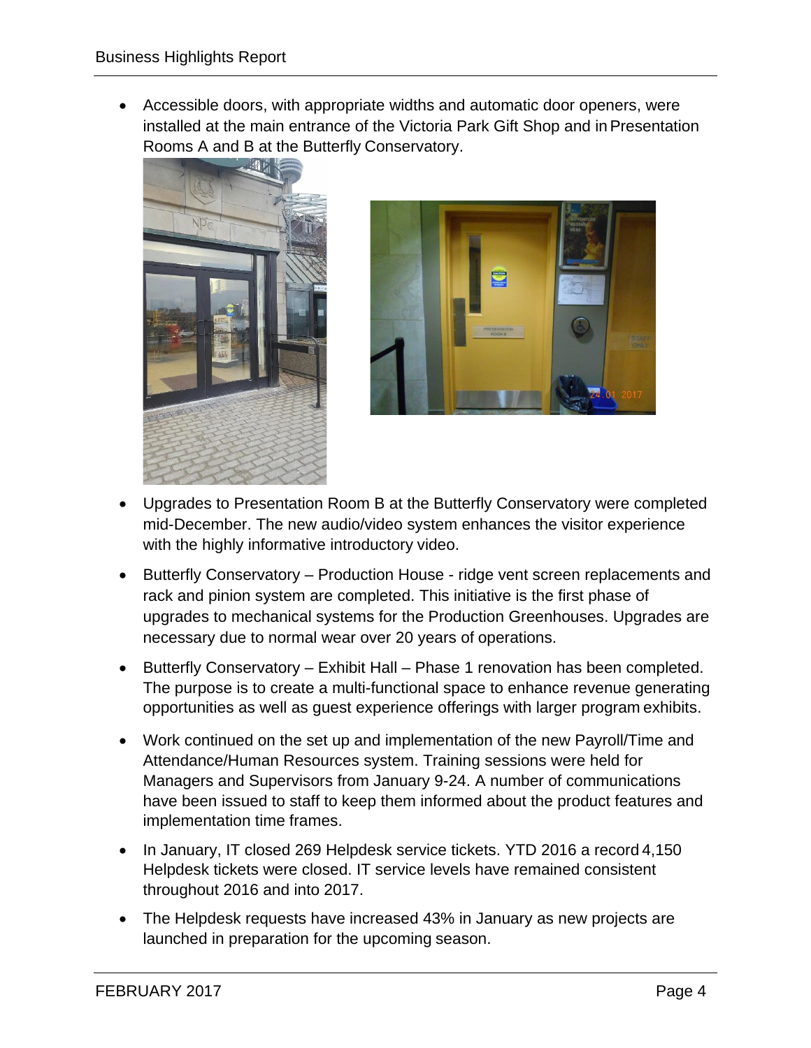- Accessible doors, with appropriate widths and automatic door openers, were installed at the main entrance of the Victoria Park Gift Shop and in Presentation Rooms A and B at the Butterfly Conservatory.

- Upgrades to Presentation Room B at the Butterfly Conservatory were completed mid-December. The new audio/video system enhances the visitor experience with the highly informative introductory video.

- Butterfly Conservatory – Production House - ridge vent screen replacements and rack and pinion system are completed. This initiative is the first phase of upgrades to mechanical systems for the Production Greenhouses. Upgrades are necessary due to normal wear over 20 years of operations.

- Butterfly Conservatory – Exhibit Hall – Phase 1 renovation has been completed. The purpose is to create a multi-functional space to enhance revenue generating opportunities as well as guest experience offerings with larger program exhibits.

- Work continued on the set up and implementation of the new Payroll/Time and Attendance/Human Resources system. Training sessions were held for Managers and Supervisors from January 9-24. A number of communications have been issued to staff to keep them informed about the product features and implementation time frames.

- In January, IT closed 269 Helpdesk service tickets. YTD 2016 a record 4,150 Helpdesk tickets were closed. IT service levels have remained consistent throughout 2016 and into 2017.

- The Helpdesk requests have increased 43% in January as new projects are launched in preparation for the upcoming season.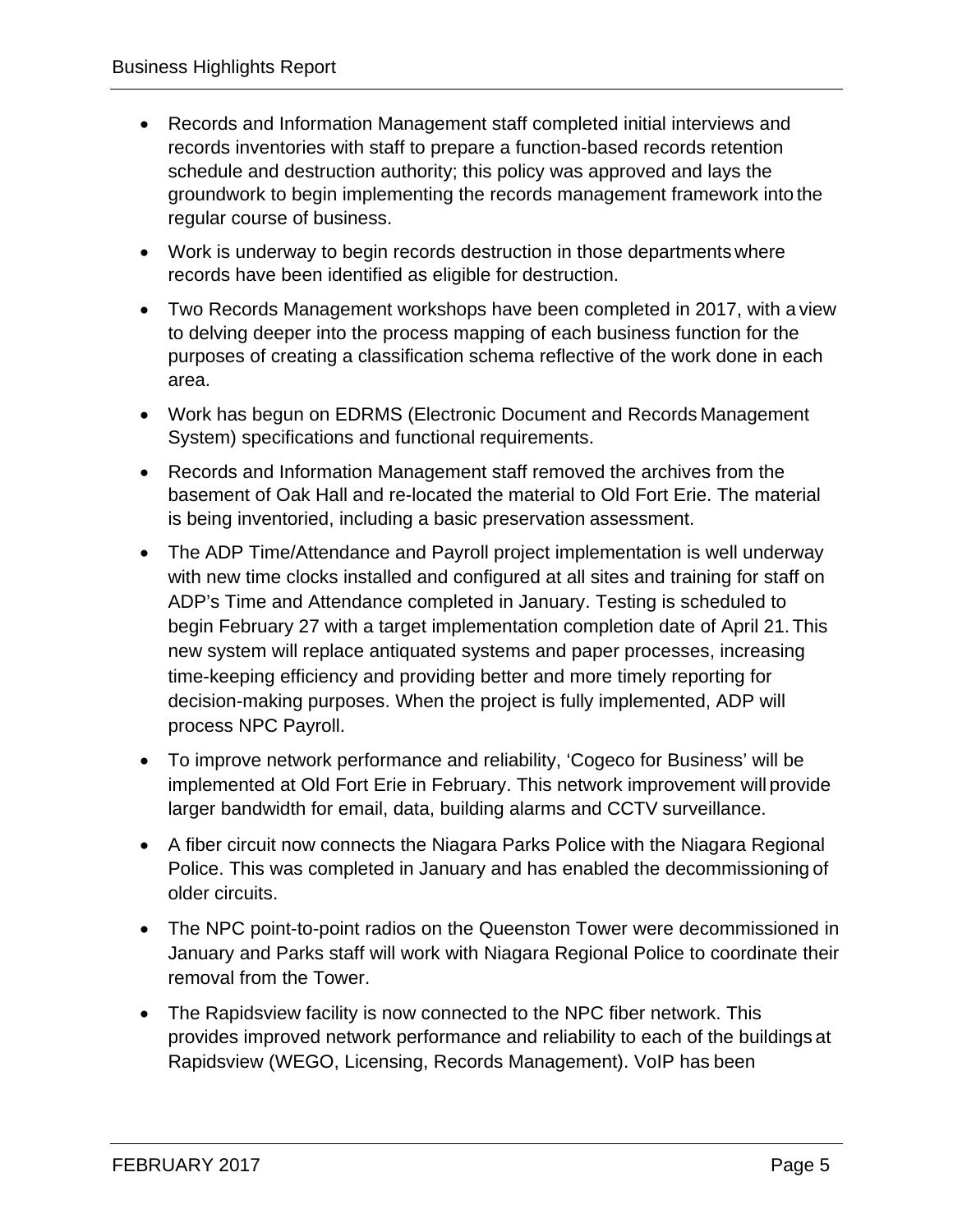- Records and Information Management staff completed initial interviews and records inventories with staff to prepare a function-based records retention schedule and destruction authority; this policy was approved and lays the groundwork to begin implementing the records management framework into the regular course of business.
- Work is underway to begin records destruction in those departments where records have been identified as eligible for destruction.
- Two Records Management workshops have been completed in 2017, with a view to delving deeper into the process mapping of each business function for the purposes of creating a classification schema reflective of the work done in each area.
- Work has begun on EDRMS (Electronic Document and Records Management System) specifications and functional requirements.
- Records and Information Management staff removed the archives from the basement of Oak Hall and re-located the material to Old Fort Erie. The material is being inventoried, including a basic preservation assessment.
- The ADP Time/Attendance and Payroll project implementation is well underway with new time clocks installed and configured at all sites and training for staff on ADP's Time and Attendance completed in January. Testing is scheduled to begin February 27 with a target implementation completion date of April 21. This new system will replace antiquated systems and paper processes, increasing time-keeping efficiency and providing better and more timely reporting for decision-making purposes. When the project is fully implemented, ADP will process NPC Payroll.
- To improve network performance and reliability, 'Cogeco for Business' will be implemented at Old Fort Erie in February. This network improvement will provide larger bandwidth for email, data, building alarms and CCTV surveillance.
- A fiber circuit now connects the Niagara Parks Police with the Niagara Regional Police. This was completed in January and has enabled the decommissioning of older circuits.
- The NPC point-to-point radios on the Queenston Tower were decommissioned in January and Parks staff will work with Niagara Regional Police to coordinate their removal from the Tower.
- The Rapidsview facility is now connected to the NPC fiber network. This provides improved network performance and reliability to each of the buildings at Rapidsview (WEGO, Licensing, Records Management). VoIP has been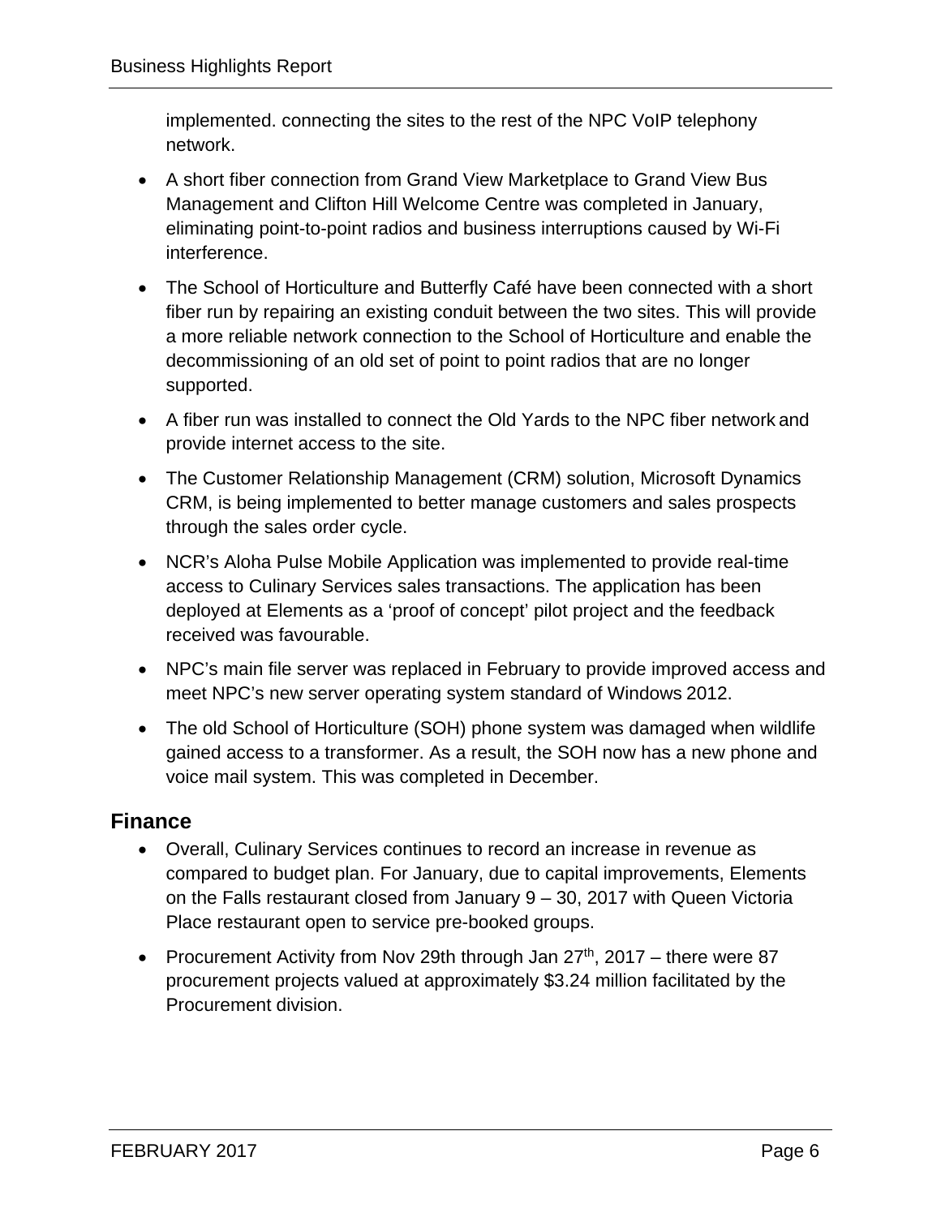implemented. connecting the sites to the rest of the NPC VoIP telephony network.

- A short fiber connection from Grand View Marketplace to Grand View Bus Management and Clifton Hill Welcome Centre was completed in January, eliminating point-to-point radios and business interruptions caused by Wi-Fi interference.
- The School of Horticulture and Butterfly Café have been connected with a short fiber run by repairing an existing conduit between the two sites. This will provide a more reliable network connection to the School of Horticulture and enable the decommissioning of an old set of point to point radios that are no longer supported.
- A fiber run was installed to connect the Old Yards to the NPC fiber network and provide internet access to the site.
- The Customer Relationship Management (CRM) solution, Microsoft Dynamics CRM, is being implemented to better manage customers and sales prospects through the sales order cycle.
- NCR's Aloha Pulse Mobile Application was implemented to provide real-time access to Culinary Services sales transactions. The application has been deployed at Elements as a 'proof of concept' pilot project and the feedback received was favourable.
- NPC's main file server was replaced in February to provide improved access and meet NPC's new server operating system standard of Windows 2012.
- The old School of Horticulture (SOH) phone system was damaged when wildlife gained access to a transformer. As a result, the SOH now has a new phone and voice mail system. This was completed in December.

## Finance

- Overall, Culinary Services continues to record an increase in revenue as compared to budget plan. For January, due to capital improvements, Elements on the Falls restaurant closed from January 9 – 30, 2017 with Queen Victoria Place restaurant open to service pre-booked groups.
- Procurement Activity from Nov 29th through Jan 27th, 2017 – there were 87 procurement projects valued at approximately $3.24 million facilitated by the Procurement division.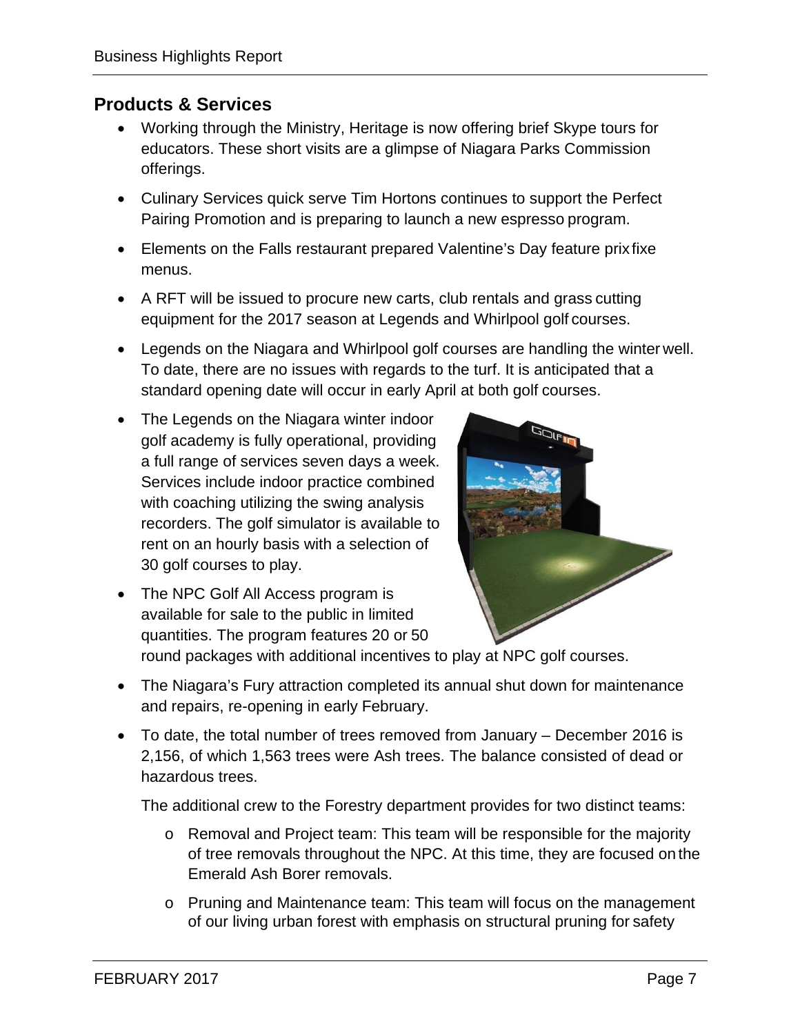## Products & Services

- Working through the Ministry, Heritage is now offering brief Skype tours for educators. These short visits are a glimpse of Niagara Parks Commission offerings.
- Culinary Services quick serve Tim Hortons continues to support the Perfect Pairing Promotion and is preparing to launch a new espresso program.
- Elements on the Falls restaurant prepared Valentine's Day feature prix fixe menus.
- A RFT will be issued to procure new carts, club rentals and grass cutting equipment for the 2017 season at Legends and Whirlpool golf courses.
- Legends on the Niagara and Whirlpool golf courses are handling the winter well. To date, there are no issues with regards to the turf. It is anticipated that a standard opening date will occur in early April at both golf courses.
- The Legends on the Niagara winter indoor golf academy is fully operational, providing a full range of services seven days a week. Services include indoor practice combined with coaching utilizing the swing analysis recorders. The golf simulator is available to rent on an hourly basis with a selection of 30 golf courses to play.
- The NPC Golf All Access program is available for sale to the public in limited quantities. The program features 20 or 50 round packages with additional incentives to play at NPC golf courses.
- The Niagara's Fury attraction completed its annual shut down for maintenance and repairs, re-opening in early February.
- To date, the total number of trees removed from January – December 2016 is 2,156, of which 1,563 trees were Ash trees. The balance consisted of dead or hazardous trees.

  The additional crew to the Forestry department provides for two distinct teams:

  - Removal and Project team: This team will be responsible for the majority of tree removals throughout the NPC. At this time, they are focused on the Emerald Ash Borer removals.
  - Pruning and Maintenance team: This team will focus on the management of our living urban forest with emphasis on structural pruning for safety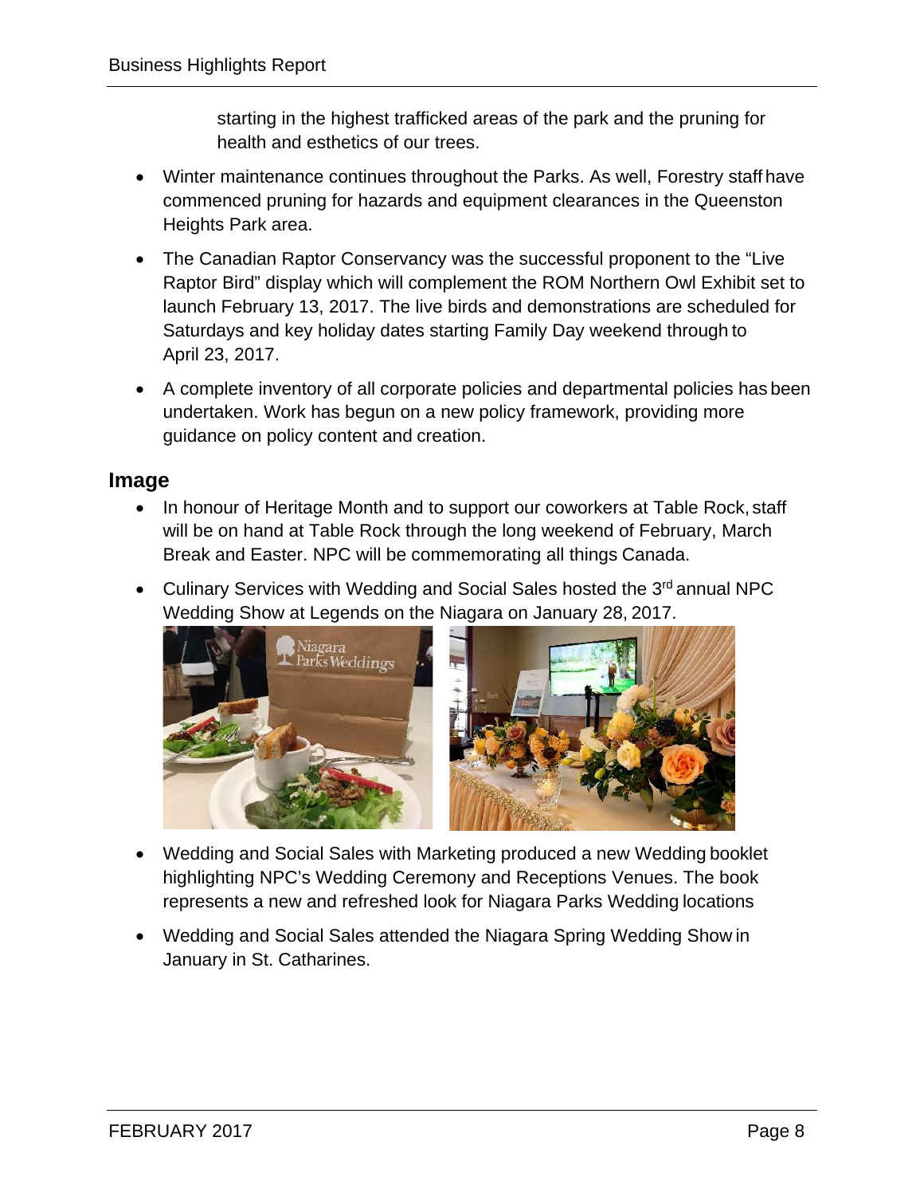starting in the highest trafficked areas of the park and the pruning for health and esthetics of our trees.

- Winter maintenance continues throughout the Parks. As well, Forestry staff have commenced pruning for hazards and equipment clearances in the Queenston Heights Park area.
- The Canadian Raptor Conservancy was the successful proponent to the "Live Raptor Bird" display which will complement the ROM Northern Owl Exhibit set to launch February 13, 2017. The live birds and demonstrations are scheduled for Saturdays and key holiday dates starting Family Day weekend through to April 23, 2017.
- A complete inventory of all corporate policies and departmental policies has been undertaken. Work has begun on a new policy framework, providing more guidance on policy content and creation.

## Image

- In honour of Heritage Month and to support our coworkers at Table Rock, staff will be on hand at Table Rock through the long weekend of February, March Break and Easter. NPC will be commemorating all things Canada.
- Culinary Services with Wedding and Social Sales hosted the 3rd annual NPC Wedding Show at Legends on the Niagara on January 28, 2017.
- Wedding and Social Sales with Marketing produced a new Wedding booklet highlighting NPC's Wedding Ceremony and Receptions Venues. The book represents a new and refreshed look for Niagara Parks Wedding locations
- Wedding and Social Sales attended the Niagara Spring Wedding Show in January in St. Catharines.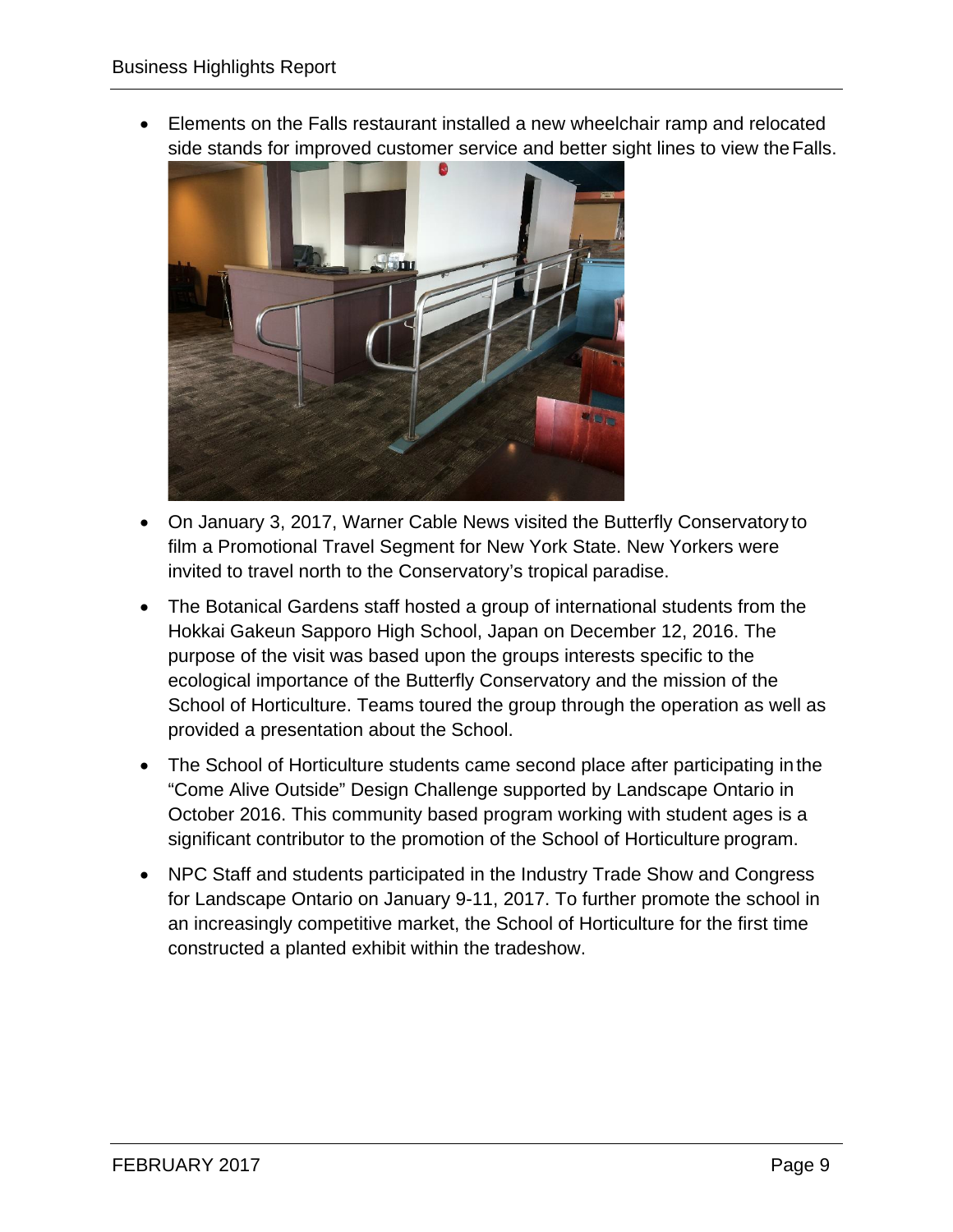- Elements on the Falls restaurant installed a new wheelchair ramp and relocated side stands for improved customer service and better sight lines to view the Falls.
- On January 3, 2017, Warner Cable News visited the Butterfly Conservatory to film a Promotional Travel Segment for New York State. New Yorkers were invited to travel north to the Conservatory's tropical paradise.
- The Botanical Gardens staff hosted a group of international students from the Hokkai Gakeun Sapporo High School, Japan on December 12, 2016. The purpose of the visit was based upon the groups interests specific to the ecological importance of the Butterfly Conservatory and the mission of the School of Horticulture. Teams toured the group through the operation as well as provided a presentation about the School.
- The School of Horticulture students came second place after participating in the "Come Alive Outside" Design Challenge supported by Landscape Ontario in October 2016. This community based program working with student ages is a significant contributor to the promotion of the School of Horticulture program.
- NPC Staff and students participated in the Industry Trade Show and Congress for Landscape Ontario on January 9-11, 2017. To further promote the school in an increasingly competitive market, the School of Horticulture for the first time constructed a planted exhibit within the tradeshow.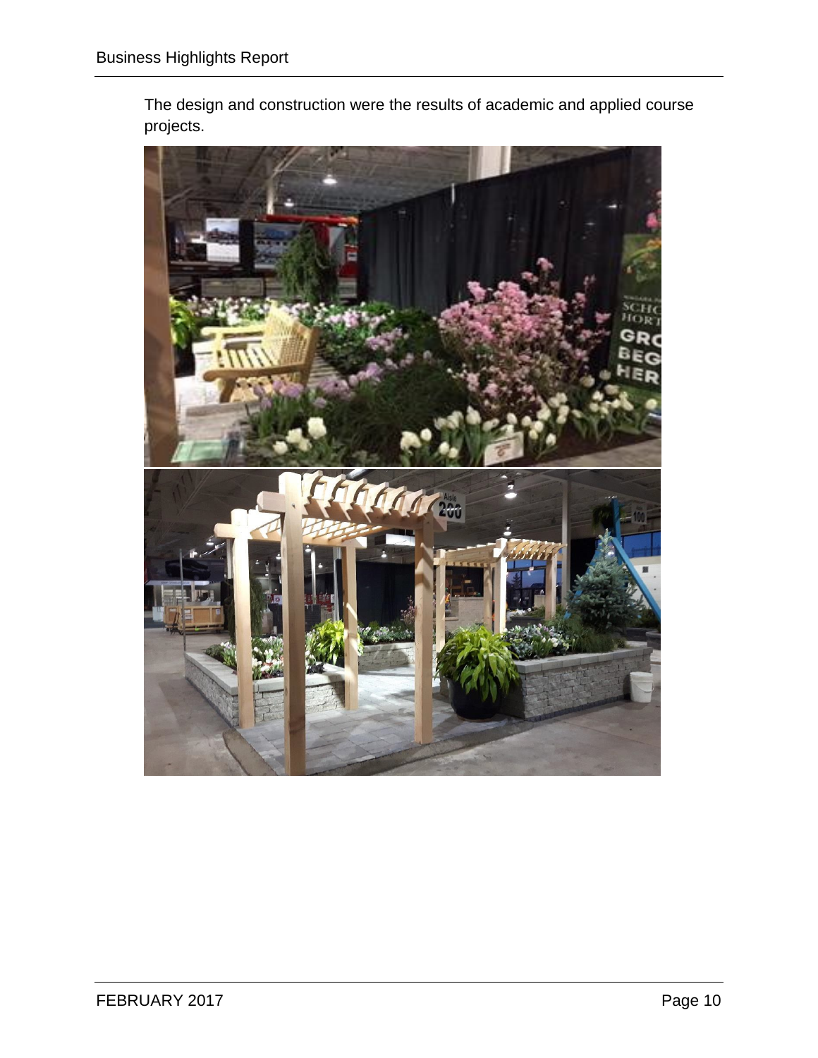The design and construction were the results of academic and applied course projects.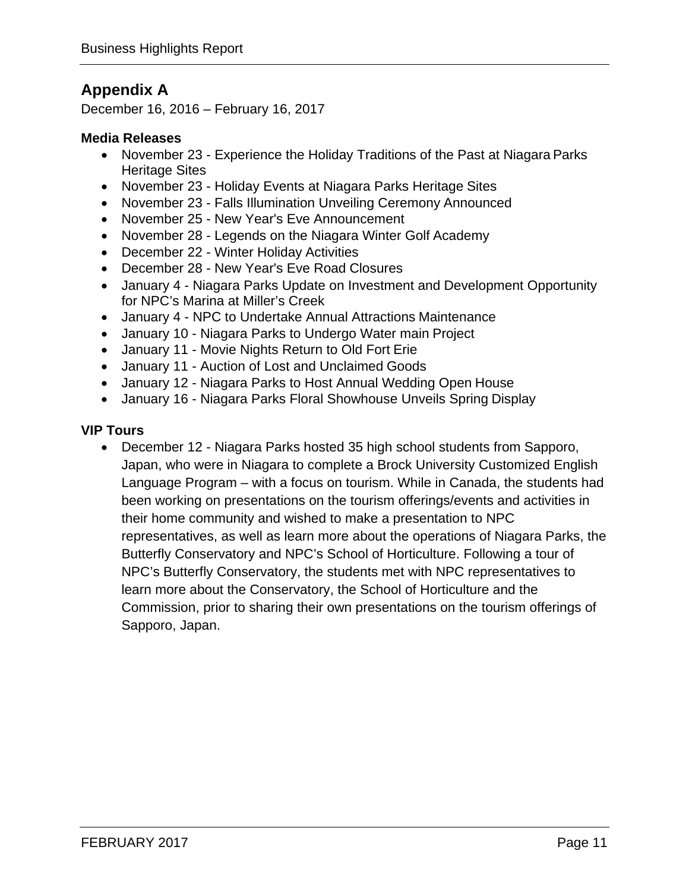## Appendix A

December 16, 2016 – February 16, 2017

**Media Releases**

- November 23 - Experience the Holiday Traditions of the Past at Niagara Parks Heritage Sites
- November 23 - Holiday Events at Niagara Parks Heritage Sites
- November 23 - Falls Illumination Unveiling Ceremony Announced
- November 25 - New Year's Eve Announcement
- November 28 - Legends on the Niagara Winter Golf Academy
- December 22 - Winter Holiday Activities
- December 28 - New Year's Eve Road Closures
- January 4 - Niagara Parks Update on Investment and Development Opportunity for NPC's Marina at Miller's Creek
- January 4 - NPC to Undertake Annual Attractions Maintenance
- January 10 - Niagara Parks to Undergo Water main Project
- January 11 - Movie Nights Return to Old Fort Erie
- January 11 - Auction of Lost and Unclaimed Goods
- January 12 - Niagara Parks to Host Annual Wedding Open House
- January 16 - Niagara Parks Floral Showhouse Unveils Spring Display

**VIP Tours**

- December 12 - Niagara Parks hosted 35 high school students from Sapporo, Japan, who were in Niagara to complete a Brock University Customized English Language Program – with a focus on tourism. While in Canada, the students had been working on presentations on the tourism offerings/events and activities in their home community and wished to make a presentation to NPC representatives, as well as learn more about the operations of Niagara Parks, the Butterfly Conservatory and NPC's School of Horticulture. Following a tour of NPC's Butterfly Conservatory, the students met with NPC representatives to learn more about the Conservatory, the School of Horticulture and the Commission, prior to sharing their own presentations on the tourism offerings of Sapporo, Japan.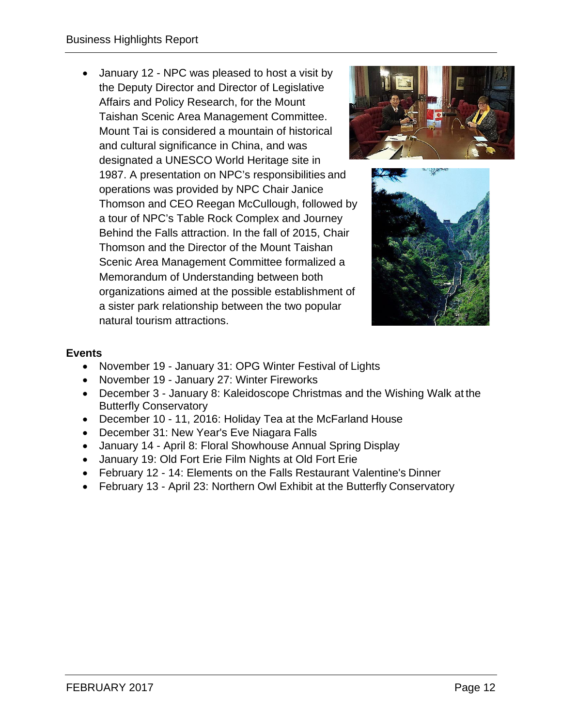- January 12 - NPC was pleased to host a visit by the Deputy Director and Director of Legislative Affairs and Policy Research, for the Mount Taishan Scenic Area Management Committee. Mount Tai is considered a mountain of historical and cultural significance in China, and was designated a UNESCO World Heritage site in 1987. A presentation on NPC's responsibilities and operations was provided by NPC Chair Janice Thomson and CEO Reegan McCullough, followed by a tour of NPC's Table Rock Complex and Journey Behind the Falls attraction. In the fall of 2015, Chair Thomson and the Director of the Mount Taishan Scenic Area Management Committee formalized a Memorandum of Understanding between both organizations aimed at the possible establishment of a sister park relationship between the two popular natural tourism attractions.

**Events**

- November 19 - January 31: OPG Winter Festival of Lights
- November 19 - January 27: Winter Fireworks
- December 3 - January 8: Kaleidoscope Christmas and the Wishing Walk at the Butterfly Conservatory
- December 10 - 11, 2016: Holiday Tea at the McFarland House
- December 31: New Year's Eve Niagara Falls
- January 14 - April 8: Floral Showhouse Annual Spring Display
- January 19: Old Fort Erie Film Nights at Old Fort Erie
- February 12 - 14: Elements on the Falls Restaurant Valentine's Dinner
- February 13 - April 23: Northern Owl Exhibit at the Butterfly Conservatory